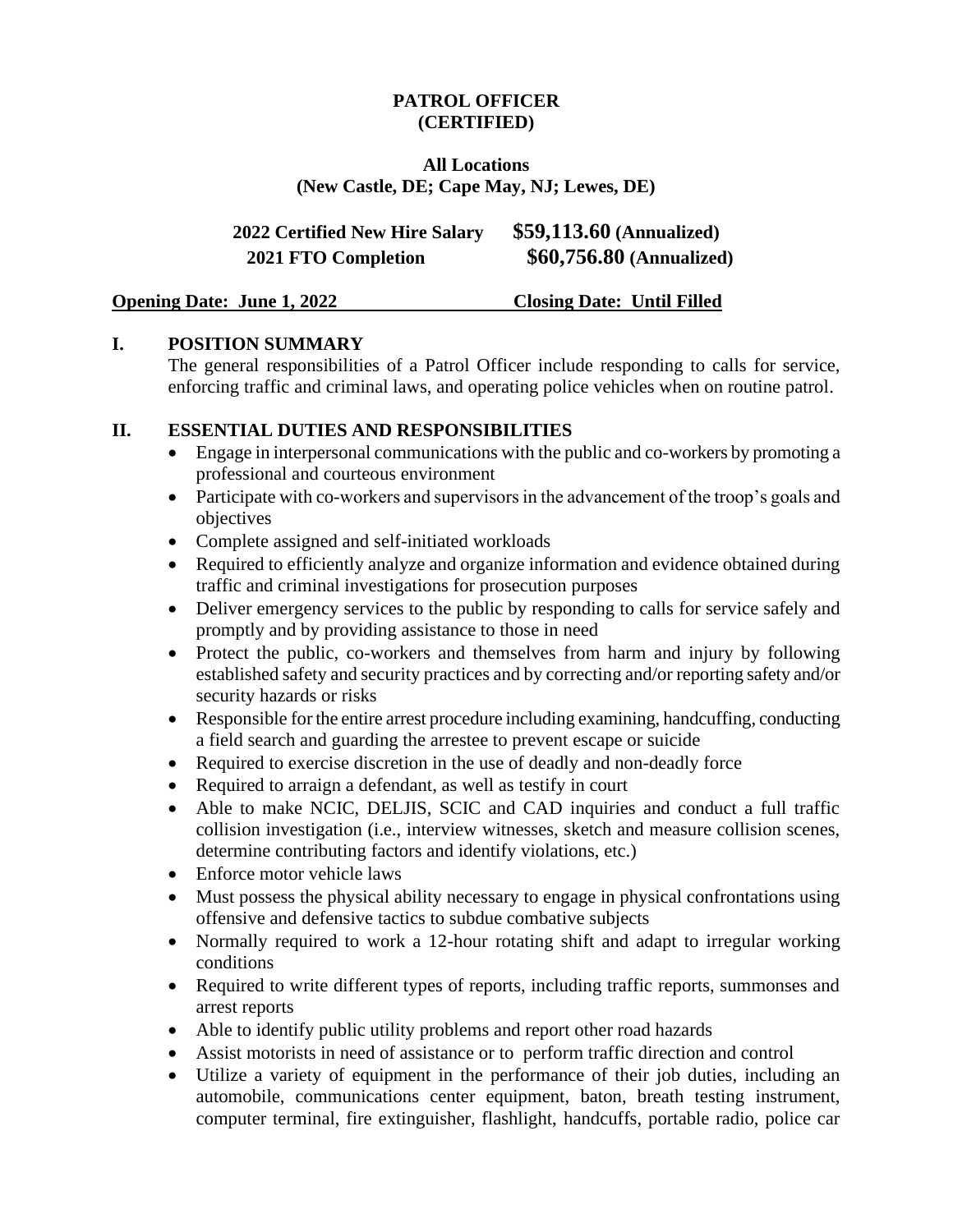# PATROL OFFICER
# (CERTIFIED)

**All Locations**
**(New Castle, DE; Cape May, NJ; Lewes, DE)**

| | |
|---|---|
| **2022 Certified New Hire Salary** | **$59,113.60 (Annualized)** |
| **2021 FTO Completion** | **$60,756.80 (Annualized)** |

**Opening Date: June 1, 2022** **Closing Date: Until Filled**

## I. POSITION SUMMARY

The general responsibilities of a Patrol Officer include responding to calls for service, enforcing traffic and criminal laws, and operating police vehicles when on routine patrol.

## II. ESSENTIAL DUTIES AND RESPONSIBILITIES

- Engage in interpersonal communications with the public and co-workers by promoting a professional and courteous environment
- Participate with co-workers and supervisors in the advancement of the troop's goals and objectives
- Complete assigned and self-initiated workloads
- Required to efficiently analyze and organize information and evidence obtained during traffic and criminal investigations for prosecution purposes
- Deliver emergency services to the public by responding to calls for service safely and promptly and by providing assistance to those in need
- Protect the public, co-workers and themselves from harm and injury by following established safety and security practices and by correcting and/or reporting safety and/or security hazards or risks
- Responsible for the entire arrest procedure including examining, handcuffing, conducting a field search and guarding the arrestee to prevent escape or suicide
- Required to exercise discretion in the use of deadly and non-deadly force
- Required to arraign a defendant, as well as testify in court
- Able to make NCIC, DELJIS, SCIC and CAD inquiries and conduct a full traffic collision investigation (i.e., interview witnesses, sketch and measure collision scenes, determine contributing factors and identify violations, etc.)
- Enforce motor vehicle laws
- Must possess the physical ability necessary to engage in physical confrontations using offensive and defensive tactics to subdue combative subjects
- Normally required to work a 12-hour rotating shift and adapt to irregular working conditions
- Required to write different types of reports, including traffic reports, summonses and arrest reports
- Able to identify public utility problems and report other road hazards
- Assist motorists in need of assistance or to perform traffic direction and control
- Utilize a variety of equipment in the performance of their job duties, including an automobile, communications center equipment, baton, breath testing instrument, computer terminal, fire extinguisher, flashlight, handcuffs, portable radio, police car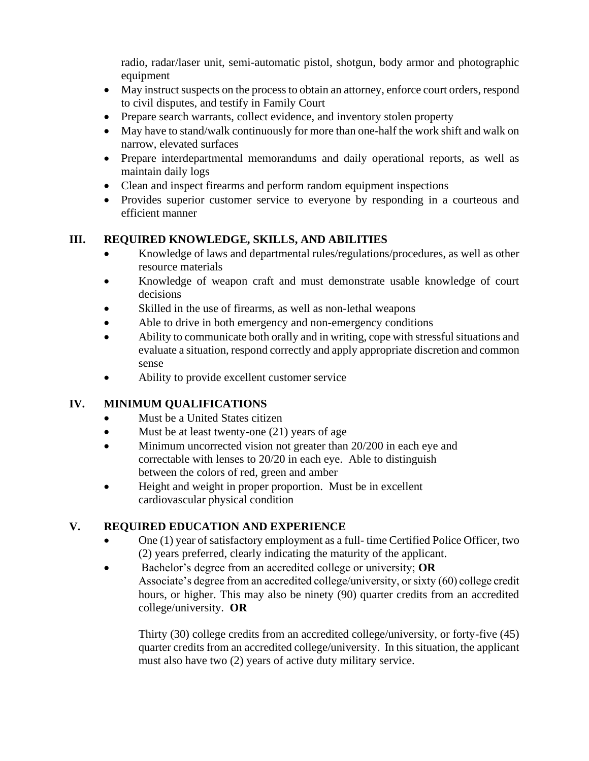radio, radar/laser unit, semi-automatic pistol, shotgun, body armor and photographic equipment

- May instruct suspects on the process to obtain an attorney, enforce court orders, respond to civil disputes, and testify in Family Court
- Prepare search warrants, collect evidence, and inventory stolen property
- May have to stand/walk continuously for more than one-half the work shift and walk on narrow, elevated surfaces
- Prepare interdepartmental memorandums and daily operational reports, as well as maintain daily logs
- Clean and inspect firearms and perform random equipment inspections
- Provides superior customer service to everyone by responding in a courteous and efficient manner

## III. REQUIRED KNOWLEDGE, SKILLS, AND ABILITIES

- Knowledge of laws and departmental rules/regulations/procedures, as well as other resource materials
- Knowledge of weapon craft and must demonstrate usable knowledge of court decisions
- Skilled in the use of firearms, as well as non-lethal weapons
- Able to drive in both emergency and non-emergency conditions
- Ability to communicate both orally and in writing, cope with stressful situations and evaluate a situation, respond correctly and apply appropriate discretion and common sense
- Ability to provide excellent customer service

## IV. MINIMUM QUALIFICATIONS

- Must be a United States citizen
- Must be at least twenty-one (21) years of age
- Minimum uncorrected vision not greater than 20/200 in each eye and correctable with lenses to 20/20 in each eye. Able to distinguish between the colors of red, green and amber
- Height and weight in proper proportion. Must be in excellent cardiovascular physical condition

## V. REQUIRED EDUCATION AND EXPERIENCE

- One (1) year of satisfactory employment as a full- time Certified Police Officer, two (2) years preferred, clearly indicating the maturity of the applicant.
- Bachelor's degree from an accredited college or university; **OR**
  Associate's degree from an accredited college/university, or sixty (60) college credit hours, or higher. This may also be ninety (90) quarter credits from an accredited college/university. **OR**

  Thirty (30) college credits from an accredited college/university, or forty-five (45) quarter credits from an accredited college/university. In this situation, the applicant must also have two (2) years of active duty military service.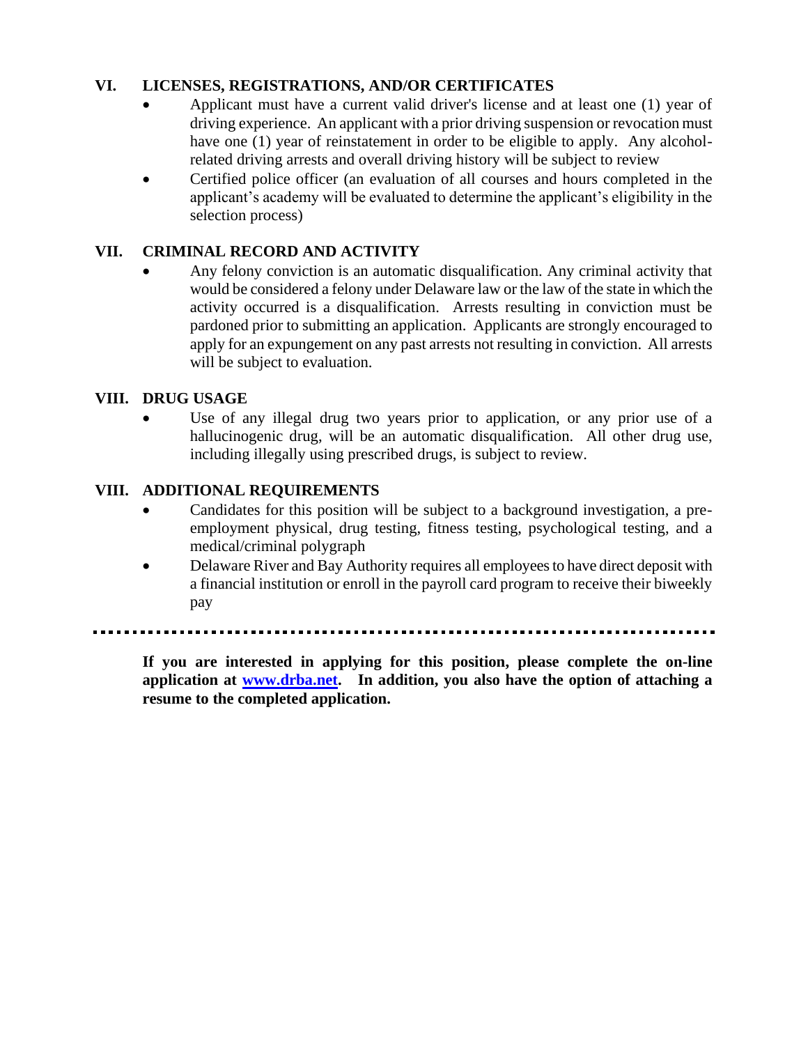## VI. LICENSES, REGISTRATIONS, AND/OR CERTIFICATES

- Applicant must have a current valid driver's license and at least one (1) year of driving experience. An applicant with a prior driving suspension or revocation must have one (1) year of reinstatement in order to be eligible to apply. Any alcohol-related driving arrests and overall driving history will be subject to review
- Certified police officer (an evaluation of all courses and hours completed in the applicant's academy will be evaluated to determine the applicant's eligibility in the selection process)

## VII. CRIMINAL RECORD AND ACTIVITY

- Any felony conviction is an automatic disqualification. Any criminal activity that would be considered a felony under Delaware law or the law of the state in which the activity occurred is a disqualification. Arrests resulting in conviction must be pardoned prior to submitting an application. Applicants are strongly encouraged to apply for an expungement on any past arrests not resulting in conviction. All arrests will be subject to evaluation.

## VIII. DRUG USAGE

- Use of any illegal drug two years prior to application, or any prior use of a hallucinogenic drug, will be an automatic disqualification. All other drug use, including illegally using prescribed drugs, is subject to review.

## VIII. ADDITIONAL REQUIREMENTS

- Candidates for this position will be subject to a background investigation, a pre-employment physical, drug testing, fitness testing, psychological testing, and a medical/criminal polygraph
- Delaware River and Bay Authority requires all employees to have direct deposit with a financial institution or enroll in the payroll card program to receive their biweekly pay

---

**If you are interested in applying for this position, please complete the on-line application at [www.drba.net](http://www.drba.net). In addition, you also have the option of attaching a resume to the completed application.**